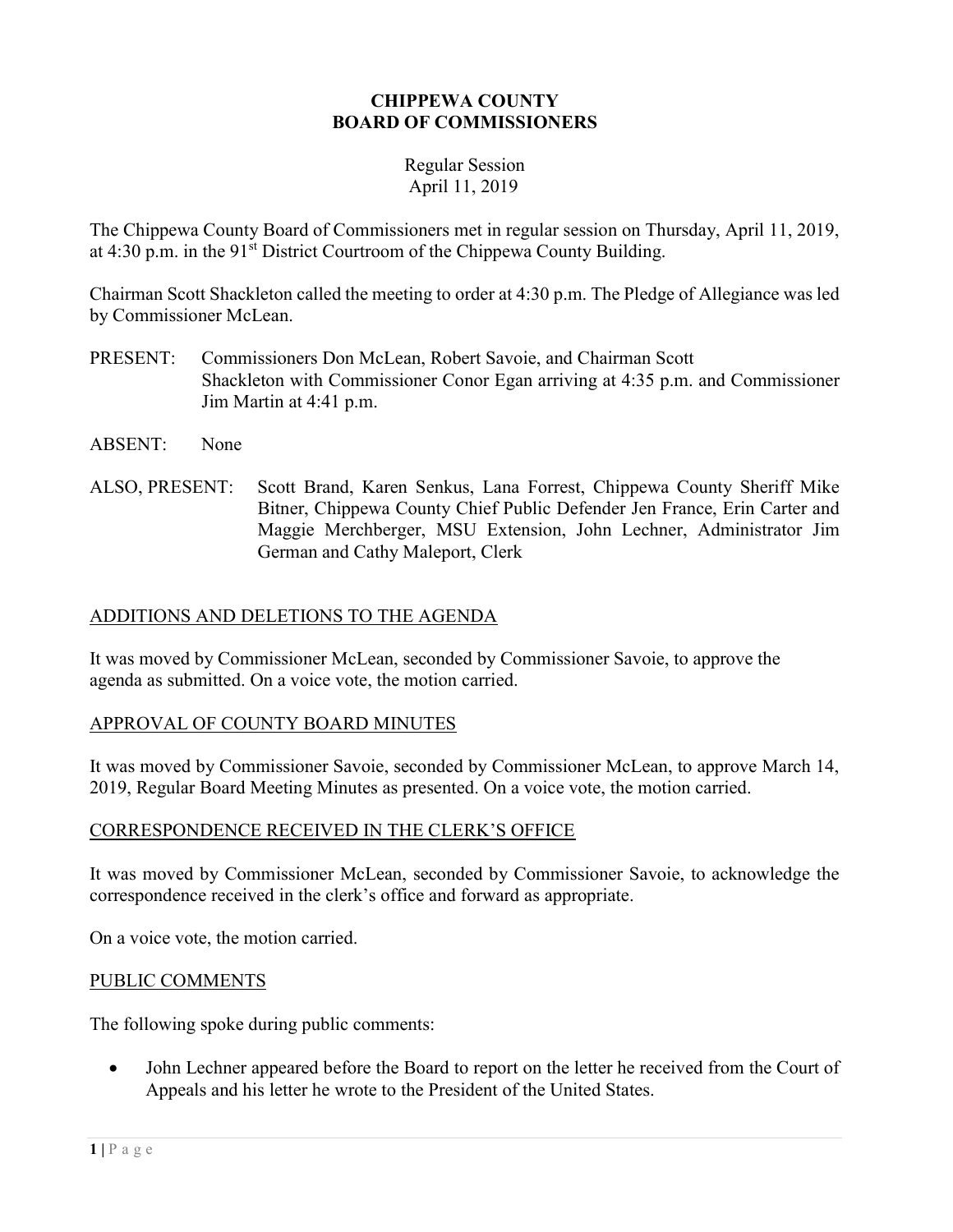# CHIPPEWA COUNTY
# BOARD OF COMMISSIONERS

Regular Session
April 11, 2019

The Chippewa County Board of Commissioners met in regular session on Thursday, April 11, 2019, at 4:30 p.m. in the 91st District Courtroom of the Chippewa County Building.

Chairman Scott Shackleton called the meeting to order at 4:30 p.m. The Pledge of Allegiance was led by Commissioner McLean.

PRESENT: Commissioners Don McLean, Robert Savoie, and Chairman Scott Shackleton with Commissioner Conor Egan arriving at 4:35 p.m. and Commissioner Jim Martin at 4:41 p.m.

ABSENT: None

ALSO, PRESENT: Scott Brand, Karen Senkus, Lana Forrest, Chippewa County Sheriff Mike Bitner, Chippewa County Chief Public Defender Jen France, Erin Carter and Maggie Merchberger, MSU Extension, John Lechner, Administrator Jim German and Cathy Maleport, Clerk

## ADDITIONS AND DELETIONS TO THE AGENDA

It was moved by Commissioner McLean, seconded by Commissioner Savoie, to approve the agenda as submitted. On a voice vote, the motion carried.

## APPROVAL OF COUNTY BOARD MINUTES

It was moved by Commissioner Savoie, seconded by Commissioner McLean, to approve March 14, 2019, Regular Board Meeting Minutes as presented. On a voice vote, the motion carried.

## CORRESPONDENCE RECEIVED IN THE CLERK'S OFFICE

It was moved by Commissioner McLean, seconded by Commissioner Savoie, to acknowledge the correspondence received in the clerk's office and forward as appropriate.

On a voice vote, the motion carried.

## PUBLIC COMMENTS

The following spoke during public comments:

- John Lechner appeared before the Board to report on the letter he received from the Court of Appeals and his letter he wrote to the President of the United States.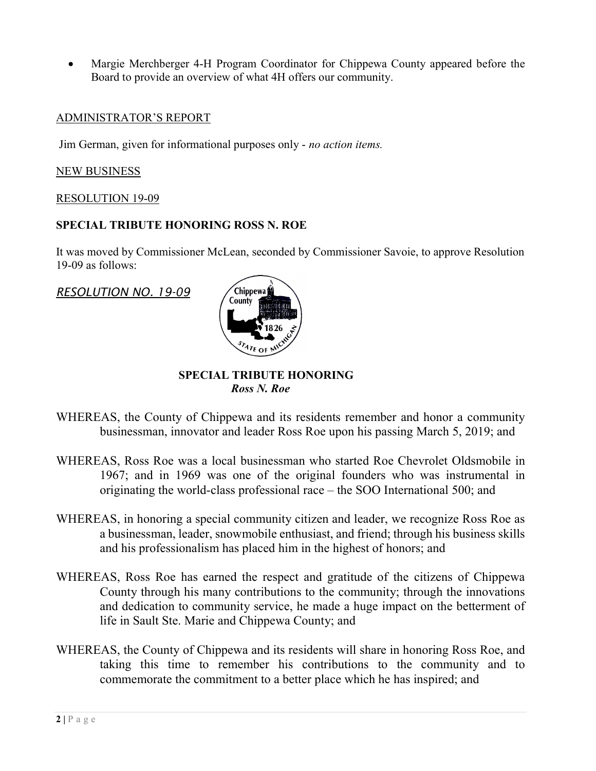- Margie Merchberger 4-H Program Coordinator for Chippewa County appeared before the Board to provide an overview of what 4H offers our community.

ADMINISTRATOR'S REPORT

Jim German, given for informational purposes only - *no action items.*

NEW BUSINESS

RESOLUTION 19-09

**SPECIAL TRIBUTE HONORING ROSS N. ROE**

It was moved by Commissioner McLean, seconded by Commissioner Savoie, to approve Resolution 19-09 as follows:

*RESOLUTION NO. 19-09*

**SPECIAL TRIBUTE HONORING**
***Ross N. Roe***

WHEREAS, the County of Chippewa and its residents remember and honor a community businessman, innovator and leader Ross Roe upon his passing March 5, 2019; and

WHEREAS, Ross Roe was a local businessman who started Roe Chevrolet Oldsmobile in 1967; and in 1969 was one of the original founders who was instrumental in originating the world-class professional race – the SOO International 500; and

WHEREAS, in honoring a special community citizen and leader, we recognize Ross Roe as a businessman, leader, snowmobile enthusiast, and friend; through his business skills and his professionalism has placed him in the highest of honors; and

WHEREAS, Ross Roe has earned the respect and gratitude of the citizens of Chippewa County through his many contributions to the community; through the innovations and dedication to community service, he made a huge impact on the betterment of life in Sault Ste. Marie and Chippewa County; and

WHEREAS, the County of Chippewa and its residents will share in honoring Ross Roe, and taking this time to remember his contributions to the community and to commemorate the commitment to a better place which he has inspired; and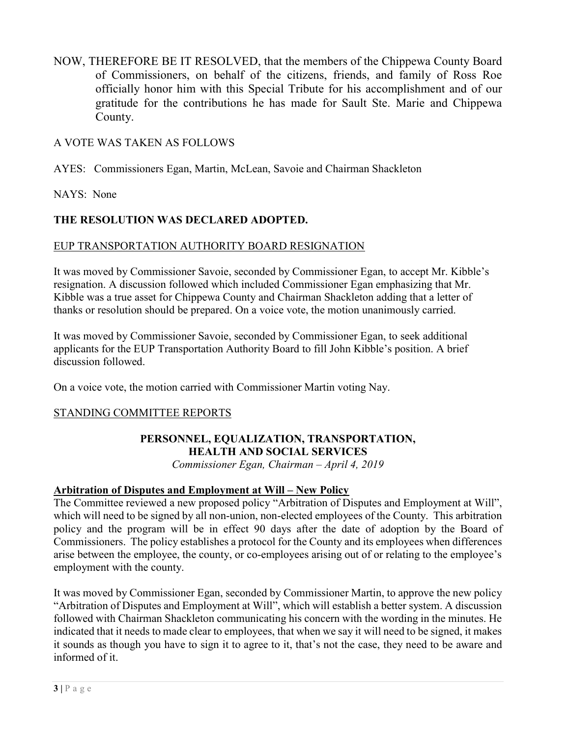NOW, THEREFORE BE IT RESOLVED, that the members of the Chippewa County Board of Commissioners, on behalf of the citizens, friends, and family of Ross Roe officially honor him with this Special Tribute for his accomplishment and of our gratitude for the contributions he has made for Sault Ste. Marie and Chippewa County.

A VOTE WAS TAKEN AS FOLLOWS

AYES: Commissioners Egan, Martin, McLean, Savoie and Chairman Shackleton

NAYS: None

**THE RESOLUTION WAS DECLARED ADOPTED.**

## EUP TRANSPORTATION AUTHORITY BOARD RESIGNATION

It was moved by Commissioner Savoie, seconded by Commissioner Egan, to accept Mr. Kibble's resignation. A discussion followed which included Commissioner Egan emphasizing that Mr. Kibble was a true asset for Chippewa County and Chairman Shackleton adding that a letter of thanks or resolution should be prepared. On a voice vote, the motion unanimously carried.

It was moved by Commissioner Savoie, seconded by Commissioner Egan, to seek additional applicants for the EUP Transportation Authority Board to fill John Kibble's position. A brief discussion followed.

On a voice vote, the motion carried with Commissioner Martin voting Nay.

## STANDING COMMITTEE REPORTS

### PERSONNEL, EQUALIZATION, TRANSPORTATION, HEALTH AND SOCIAL SERVICES

*Commissioner Egan, Chairman – April 4, 2019*

**Arbitration of Disputes and Employment at Will – New Policy**

The Committee reviewed a new proposed policy "Arbitration of Disputes and Employment at Will", which will need to be signed by all non-union, non-elected employees of the County. This arbitration policy and the program will be in effect 90 days after the date of adoption by the Board of Commissioners. The policy establishes a protocol for the County and its employees when differences arise between the employee, the county, or co-employees arising out of or relating to the employee's employment with the county.

It was moved by Commissioner Egan, seconded by Commissioner Martin, to approve the new policy "Arbitration of Disputes and Employment at Will", which will establish a better system. A discussion followed with Chairman Shackleton communicating his concern with the wording in the minutes. He indicated that it needs to made clear to employees, that when we say it will need to be signed, it makes it sounds as though you have to sign it to agree to it, that's not the case, they need to be aware and informed of it.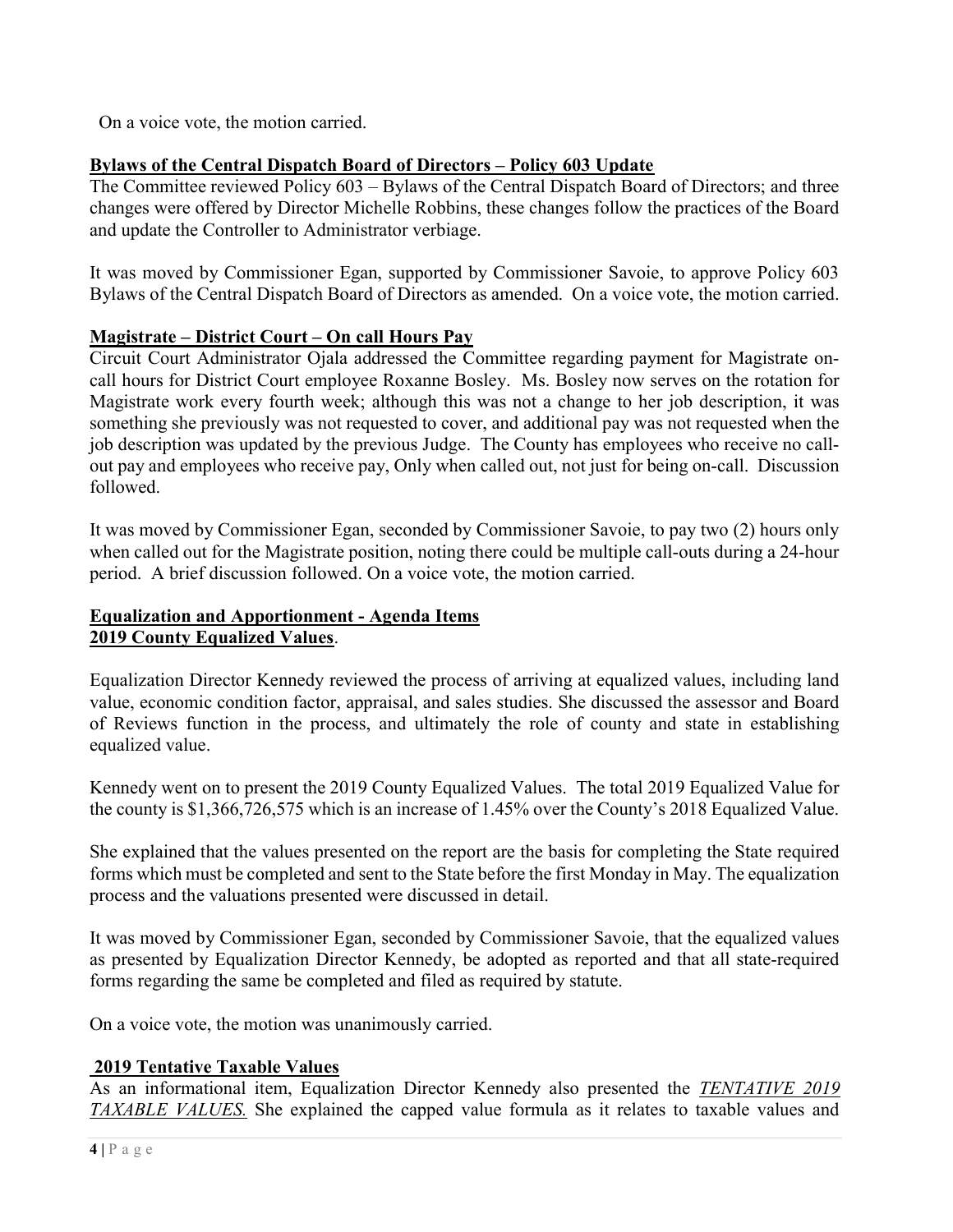On a voice vote, the motion carried.

**Bylaws of the Central Dispatch Board of Directors – Policy 603 Update**

The Committee reviewed Policy 603 – Bylaws of the Central Dispatch Board of Directors; and three changes were offered by Director Michelle Robbins, these changes follow the practices of the Board and update the Controller to Administrator verbiage.

It was moved by Commissioner Egan, supported by Commissioner Savoie, to approve Policy 603 Bylaws of the Central Dispatch Board of Directors as amended. On a voice vote, the motion carried.

**Magistrate – District Court – On call Hours Pay**

Circuit Court Administrator Ojala addressed the Committee regarding payment for Magistrate on-call hours for District Court employee Roxanne Bosley. Ms. Bosley now serves on the rotation for Magistrate work every fourth week; although this was not a change to her job description, it was something she previously was not requested to cover, and additional pay was not requested when the job description was updated by the previous Judge. The County has employees who receive no call-out pay and employees who receive pay, Only when called out, not just for being on-call. Discussion followed.

It was moved by Commissioner Egan, seconded by Commissioner Savoie, to pay two (2) hours only when called out for the Magistrate position, noting there could be multiple call-outs during a 24-hour period. A brief discussion followed. On a voice vote, the motion carried.

**Equalization and Apportionment - Agenda Items**
**2019 County Equalized Values**.

Equalization Director Kennedy reviewed the process of arriving at equalized values, including land value, economic condition factor, appraisal, and sales studies. She discussed the assessor and Board of Reviews function in the process, and ultimately the role of county and state in establishing equalized value.

Kennedy went on to present the 2019 County Equalized Values. The total 2019 Equalized Value for the county is $1,366,726,575 which is an increase of 1.45% over the County's 2018 Equalized Value.

She explained that the values presented on the report are the basis for completing the State required forms which must be completed and sent to the State before the first Monday in May. The equalization process and the valuations presented were discussed in detail.

It was moved by Commissioner Egan, seconded by Commissioner Savoie, that the equalized values as presented by Equalization Director Kennedy, be adopted as reported and that all state-required forms regarding the same be completed and filed as required by statute.

On a voice vote, the motion was unanimously carried.

**2019 Tentative Taxable Values**

As an informational item, Equalization Director Kennedy also presented the ***TENTATIVE 2019 TAXABLE VALUES.*** She explained the capped value formula as it relates to taxable values and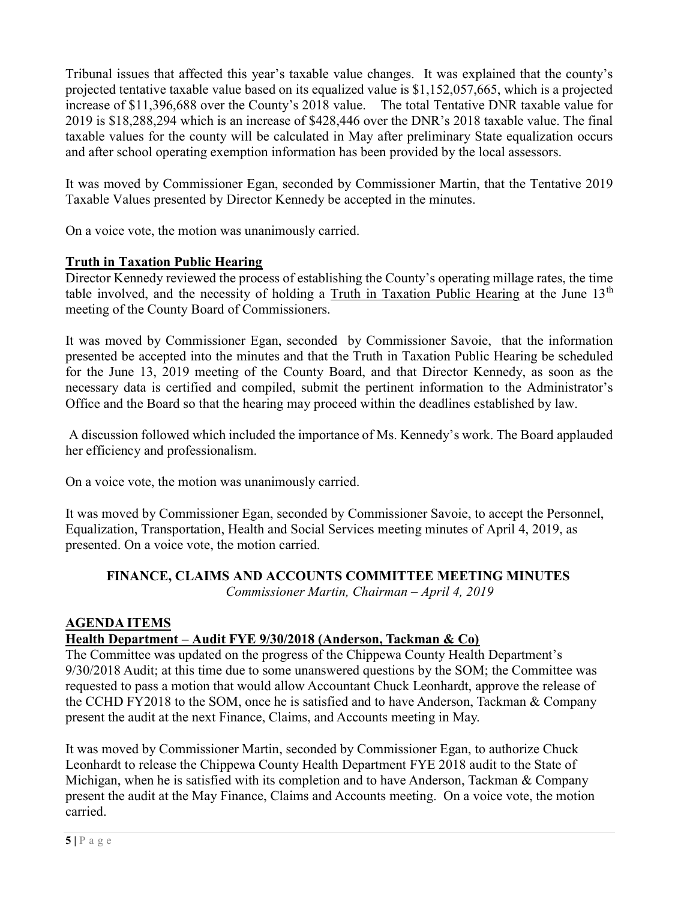Tribunal issues that affected this year's taxable value changes. It was explained that the county's projected tentative taxable value based on its equalized value is $1,152,057,665, which is a projected increase of $11,396,688 over the County's 2018 value. The total Tentative DNR taxable value for 2019 is $18,288,294 which is an increase of $428,446 over the DNR's 2018 taxable value. The final taxable values for the county will be calculated in May after preliminary State equalization occurs and after school operating exemption information has been provided by the local assessors.

It was moved by Commissioner Egan, seconded by Commissioner Martin, that the Tentative 2019 Taxable Values presented by Director Kennedy be accepted in the minutes.

On a voice vote, the motion was unanimously carried.

**Truth in Taxation Public Hearing**

Director Kennedy reviewed the process of establishing the County's operating millage rates, the time table involved, and the necessity of holding a Truth in Taxation Public Hearing at the June 13th meeting of the County Board of Commissioners.

It was moved by Commissioner Egan, seconded by Commissioner Savoie, that the information presented be accepted into the minutes and that the Truth in Taxation Public Hearing be scheduled for the June 13, 2019 meeting of the County Board, and that Director Kennedy, as soon as the necessary data is certified and compiled, submit the pertinent information to the Administrator's Office and the Board so that the hearing may proceed within the deadlines established by law.

A discussion followed which included the importance of Ms. Kennedy's work. The Board applauded her efficiency and professionalism.

On a voice vote, the motion was unanimously carried.

It was moved by Commissioner Egan, seconded by Commissioner Savoie, to accept the Personnel, Equalization, Transportation, Health and Social Services meeting minutes of April 4, 2019, as presented. On a voice vote, the motion carried.

## FINANCE, CLAIMS AND ACCOUNTS COMMITTEE MEETING MINUTES

*Commissioner Martin, Chairman – April 4, 2019*

**AGENDA ITEMS**

**Health Department – Audit FYE 9/30/2018 (Anderson, Tackman & Co)**

The Committee was updated on the progress of the Chippewa County Health Department's 9/30/2018 Audit; at this time due to some unanswered questions by the SOM; the Committee was requested to pass a motion that would allow Accountant Chuck Leonhardt, approve the release of the CCHD FY2018 to the SOM, once he is satisfied and to have Anderson, Tackman & Company present the audit at the next Finance, Claims, and Accounts meeting in May.

It was moved by Commissioner Martin, seconded by Commissioner Egan, to authorize Chuck Leonhardt to release the Chippewa County Health Department FYE 2018 audit to the State of Michigan, when he is satisfied with its completion and to have Anderson, Tackman & Company present the audit at the May Finance, Claims and Accounts meeting. On a voice vote, the motion carried.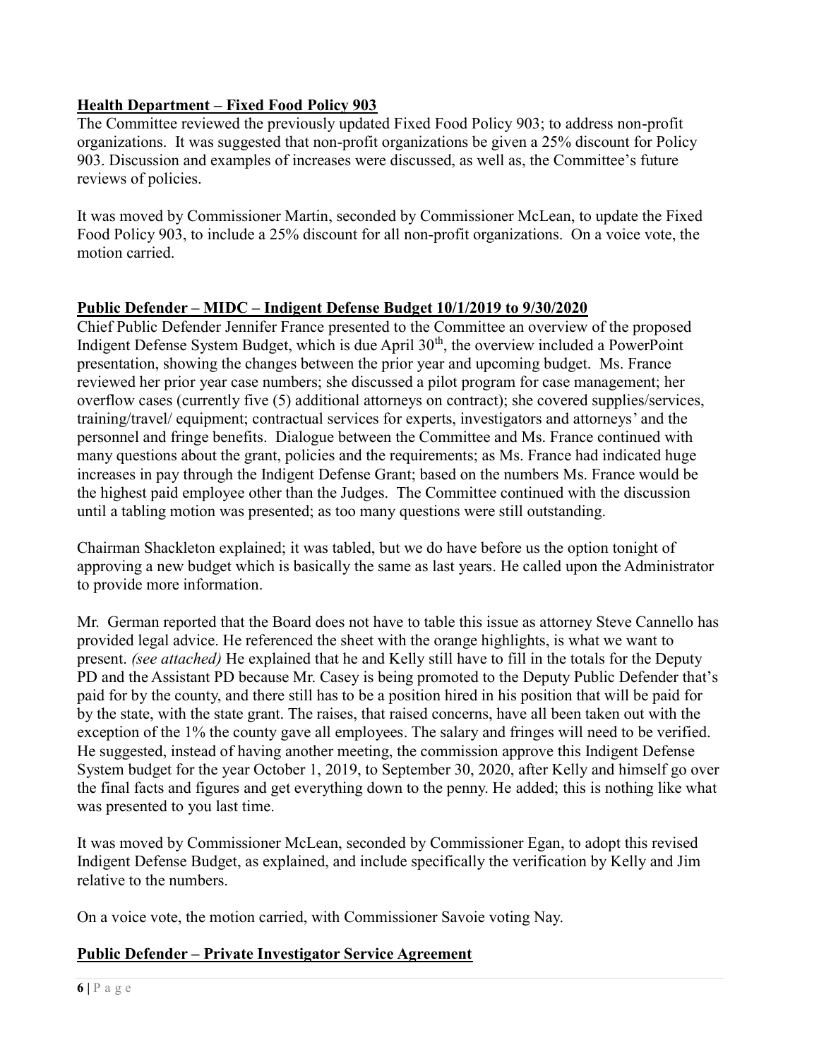**Health Department – Fixed Food Policy 903**

The Committee reviewed the previously updated Fixed Food Policy 903; to address non-profit organizations. It was suggested that non-profit organizations be given a 25% discount for Policy 903. Discussion and examples of increases were discussed, as well as, the Committee's future reviews of policies.

It was moved by Commissioner Martin, seconded by Commissioner McLean, to update the Fixed Food Policy 903, to include a 25% discount for all non-profit organizations. On a voice vote, the motion carried.

**Public Defender – MIDC – Indigent Defense Budget 10/1/2019 to 9/30/2020**

Chief Public Defender Jennifer France presented to the Committee an overview of the proposed Indigent Defense System Budget, which is due April 30th, the overview included a PowerPoint presentation, showing the changes between the prior year and upcoming budget. Ms. France reviewed her prior year case numbers; she discussed a pilot program for case management; her overflow cases (currently five (5) additional attorneys on contract); she covered supplies/services, training/travel/ equipment; contractual services for experts, investigators and attorneys' and the personnel and fringe benefits. Dialogue between the Committee and Ms. France continued with many questions about the grant, policies and the requirements; as Ms. France had indicated huge increases in pay through the Indigent Defense Grant; based on the numbers Ms. France would be the highest paid employee other than the Judges. The Committee continued with the discussion until a tabling motion was presented; as too many questions were still outstanding.

Chairman Shackleton explained; it was tabled, but we do have before us the option tonight of approving a new budget which is basically the same as last years. He called upon the Administrator to provide more information.

Mr. German reported that the Board does not have to table this issue as attorney Steve Cannello has provided legal advice. He referenced the sheet with the orange highlights, is what we want to present. *(see attached)* He explained that he and Kelly still have to fill in the totals for the Deputy PD and the Assistant PD because Mr. Casey is being promoted to the Deputy Public Defender that's paid for by the county, and there still has to be a position hired in his position that will be paid for by the state, with the state grant. The raises, that raised concerns, have all been taken out with the exception of the 1% the county gave all employees. The salary and fringes will need to be verified. He suggested, instead of having another meeting, the commission approve this Indigent Defense System budget for the year October 1, 2019, to September 30, 2020, after Kelly and himself go over the final facts and figures and get everything down to the penny. He added; this is nothing like what was presented to you last time.

It was moved by Commissioner McLean, seconded by Commissioner Egan, to adopt this revised Indigent Defense Budget, as explained, and include specifically the verification by Kelly and Jim relative to the numbers.

On a voice vote, the motion carried, with Commissioner Savoie voting Nay.

**Public Defender – Private Investigator Service Agreement**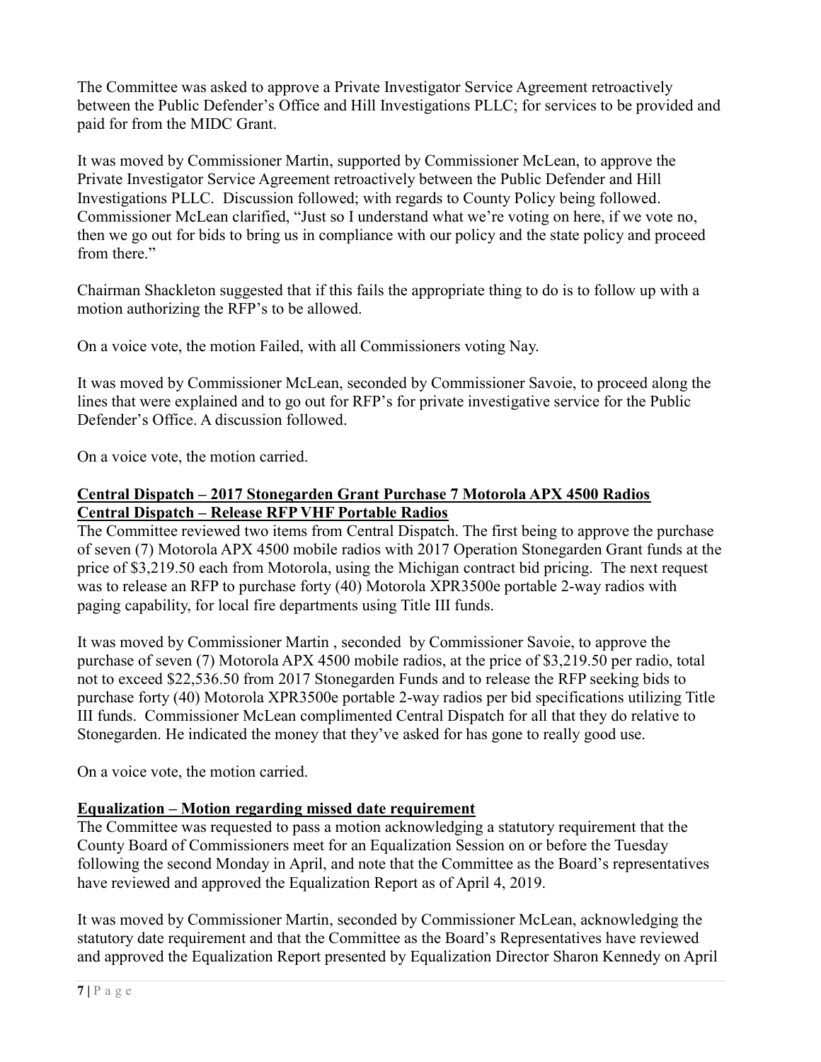The Committee was asked to approve a Private Investigator Service Agreement retroactively between the Public Defender's Office and Hill Investigations PLLC; for services to be provided and paid for from the MIDC Grant.

It was moved by Commissioner Martin, supported by Commissioner McLean, to approve the Private Investigator Service Agreement retroactively between the Public Defender and Hill Investigations PLLC. Discussion followed; with regards to County Policy being followed. Commissioner McLean clarified, "Just so I understand what we're voting on here, if we vote no, then we go out for bids to bring us in compliance with our policy and the state policy and proceed from there."

Chairman Shackleton suggested that if this fails the appropriate thing to do is to follow up with a motion authorizing the RFP's to be allowed.

On a voice vote, the motion Failed, with all Commissioners voting Nay.

It was moved by Commissioner McLean, seconded by Commissioner Savoie, to proceed along the lines that were explained and to go out for RFP's for private investigative service for the Public Defender's Office. A discussion followed.

On a voice vote, the motion carried.

**Central Dispatch – 2017 Stonegarden Grant Purchase 7 Motorola APX 4500 Radios**
**Central Dispatch – Release RFP VHF Portable Radios**

The Committee reviewed two items from Central Dispatch. The first being to approve the purchase of seven (7) Motorola APX 4500 mobile radios with 2017 Operation Stonegarden Grant funds at the price of $3,219.50 each from Motorola, using the Michigan contract bid pricing. The next request was to release an RFP to purchase forty (40) Motorola XPR3500e portable 2-way radios with paging capability, for local fire departments using Title III funds.

It was moved by Commissioner Martin , seconded by Commissioner Savoie, to approve the purchase of seven (7) Motorola APX 4500 mobile radios, at the price of $3,219.50 per radio, total not to exceed $22,536.50 from 2017 Stonegarden Funds and to release the RFP seeking bids to purchase forty (40) Motorola XPR3500e portable 2-way radios per bid specifications utilizing Title III funds. Commissioner McLean complimented Central Dispatch for all that they do relative to Stonegarden. He indicated the money that they've asked for has gone to really good use.

On a voice vote, the motion carried.

**Equalization – Motion regarding missed date requirement**

The Committee was requested to pass a motion acknowledging a statutory requirement that the County Board of Commissioners meet for an Equalization Session on or before the Tuesday following the second Monday in April, and note that the Committee as the Board's representatives have reviewed and approved the Equalization Report as of April 4, 2019.

It was moved by Commissioner Martin, seconded by Commissioner McLean, acknowledging the statutory date requirement and that the Committee as the Board's Representatives have reviewed and approved the Equalization Report presented by Equalization Director Sharon Kennedy on April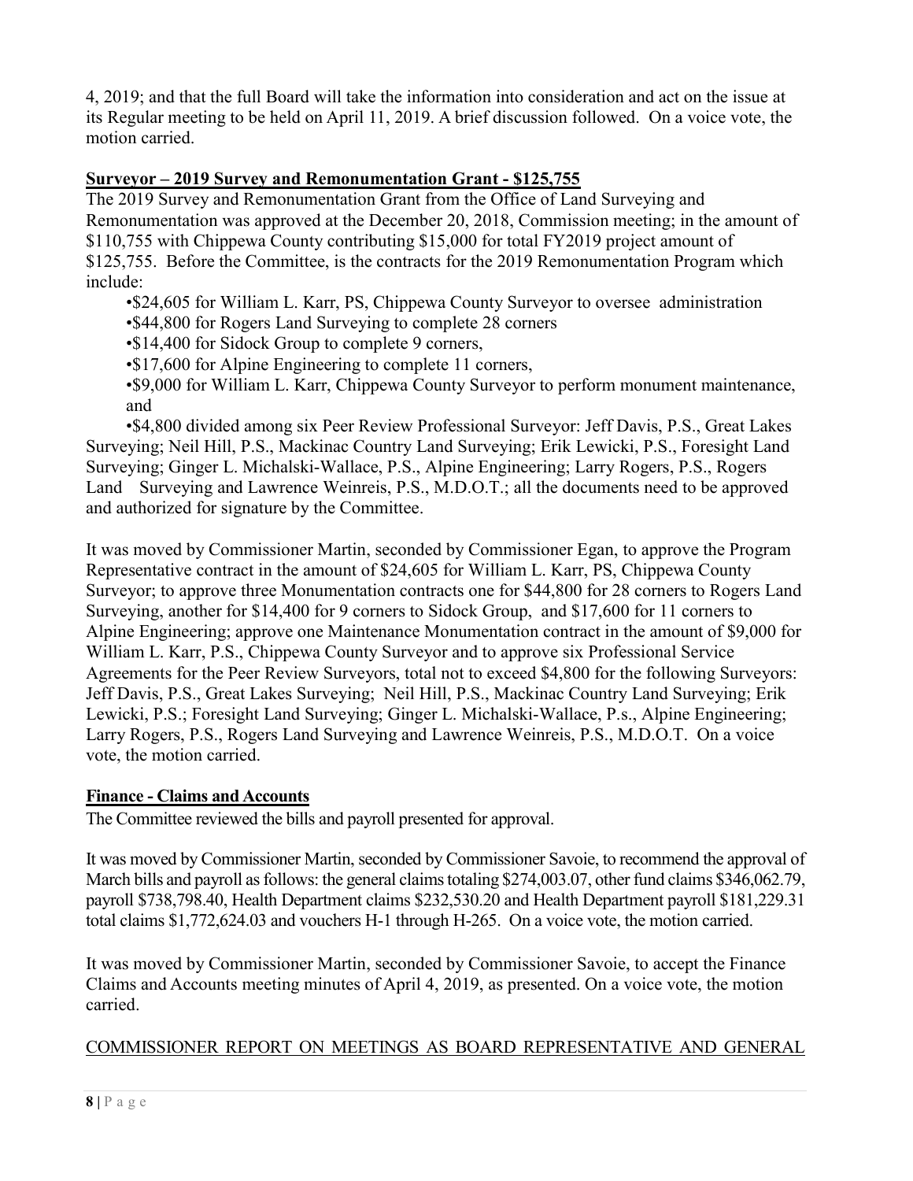4, 2019; and that the full Board will take the information into consideration and act on the issue at its Regular meeting to be held on April 11, 2019. A brief discussion followed. On a voice vote, the motion carried.

**Surveyor – 2019 Survey and Remonumentation Grant - $125,755**

The 2019 Survey and Remonumentation Grant from the Office of Land Surveying and Remonumentation was approved at the December 20, 2018, Commission meeting; in the amount of $110,755 with Chippewa County contributing $15,000 for total FY2019 project amount of $125,755. Before the Committee, is the contracts for the 2019 Remonumentation Program which include:

- $24,605 for William L. Karr, PS, Chippewa County Surveyor to oversee administration
- $44,800 for Rogers Land Surveying to complete 28 corners
- $14,400 for Sidock Group to complete 9 corners,
- $17,600 for Alpine Engineering to complete 11 corners,
- $9,000 for William L. Karr, Chippewa County Surveyor to perform monument maintenance, and
- $4,800 divided among six Peer Review Professional Surveyor: Jeff Davis, P.S., Great Lakes Surveying; Neil Hill, P.S., Mackinac Country Land Surveying; Erik Lewicki, P.S., Foresight Land Surveying; Ginger L. Michalski-Wallace, P.S., Alpine Engineering; Larry Rogers, P.S., Rogers Land Surveying and Lawrence Weinreis, P.S., M.D.O.T.; all the documents need to be approved and authorized for signature by the Committee.

It was moved by Commissioner Martin, seconded by Commissioner Egan, to approve the Program Representative contract in the amount of $24,605 for William L. Karr, PS, Chippewa County Surveyor; to approve three Monumentation contracts one for $44,800 for 28 corners to Rogers Land Surveying, another for $14,400 for 9 corners to Sidock Group, and $17,600 for 11 corners to Alpine Engineering; approve one Maintenance Monumentation contract in the amount of $9,000 for William L. Karr, P.S., Chippewa County Surveyor and to approve six Professional Service Agreements for the Peer Review Surveyors, total not to exceed $4,800 for the following Surveyors: Jeff Davis, P.S., Great Lakes Surveying; Neil Hill, P.S., Mackinac Country Land Surveying; Erik Lewicki, P.S.; Foresight Land Surveying; Ginger L. Michalski-Wallace, P.s., Alpine Engineering; Larry Rogers, P.S., Rogers Land Surveying and Lawrence Weinreis, P.S., M.D.O.T. On a voice vote, the motion carried.

**Finance - Claims and Accounts**

The Committee reviewed the bills and payroll presented for approval.

It was moved by Commissioner Martin, seconded by Commissioner Savoie, to recommend the approval of March bills and payroll as follows: the general claims totaling $274,003.07, other fund claims $346,062.79, payroll $738,798.40, Health Department claims $232,530.20 and Health Department payroll $181,229.31 total claims $1,772,624.03 and vouchers H-1 through H-265. On a voice vote, the motion carried.

It was moved by Commissioner Martin, seconded by Commissioner Savoie, to accept the Finance Claims and Accounts meeting minutes of April 4, 2019, as presented. On a voice vote, the motion carried.

COMMISSIONER REPORT ON MEETINGS AS BOARD REPRESENTATIVE AND GENERAL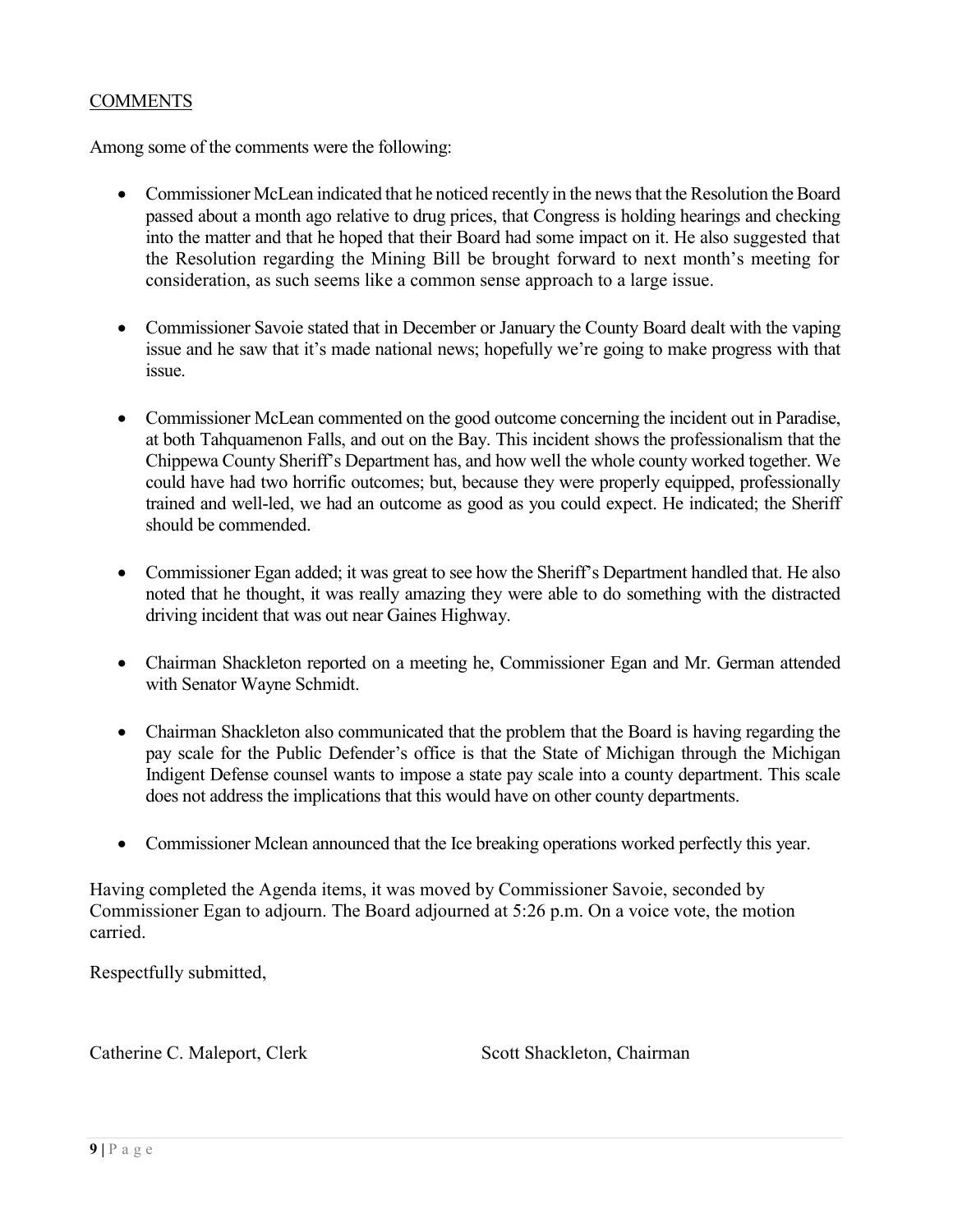## COMMENTS

Among some of the comments were the following:

- Commissioner McLean indicated that he noticed recently in the news that the Resolution the Board passed about a month ago relative to drug prices, that Congress is holding hearings and checking into the matter and that he hoped that their Board had some impact on it. He also suggested that the Resolution regarding the Mining Bill be brought forward to next month's meeting for consideration, as such seems like a common sense approach to a large issue.

- Commissioner Savoie stated that in December or January the County Board dealt with the vaping issue and he saw that it's made national news; hopefully we're going to make progress with that issue.

- Commissioner McLean commented on the good outcome concerning the incident out in Paradise, at both Tahquamenon Falls, and out on the Bay. This incident shows the professionalism that the Chippewa County Sheriff's Department has, and how well the whole county worked together. We could have had two horrific outcomes; but, because they were properly equipped, professionally trained and well-led, we had an outcome as good as you could expect. He indicated; the Sheriff should be commended.

- Commissioner Egan added; it was great to see how the Sheriff's Department handled that. He also noted that he thought, it was really amazing they were able to do something with the distracted driving incident that was out near Gaines Highway.

- Chairman Shackleton reported on a meeting he, Commissioner Egan and Mr. German attended with Senator Wayne Schmidt.

- Chairman Shackleton also communicated that the problem that the Board is having regarding the pay scale for the Public Defender's office is that the State of Michigan through the Michigan Indigent Defense counsel wants to impose a state pay scale into a county department. This scale does not address the implications that this would have on other county departments.

- Commissioner Mclean announced that the Ice breaking operations worked perfectly this year.

Having completed the Agenda items, it was moved by Commissioner Savoie, seconded by Commissioner Egan to adjourn. The Board adjourned at 5:26 p.m. On a voice vote, the motion carried.

Respectfully submitted,

Catherine C. Maleport, Clerk

Scott Shackleton, Chairman